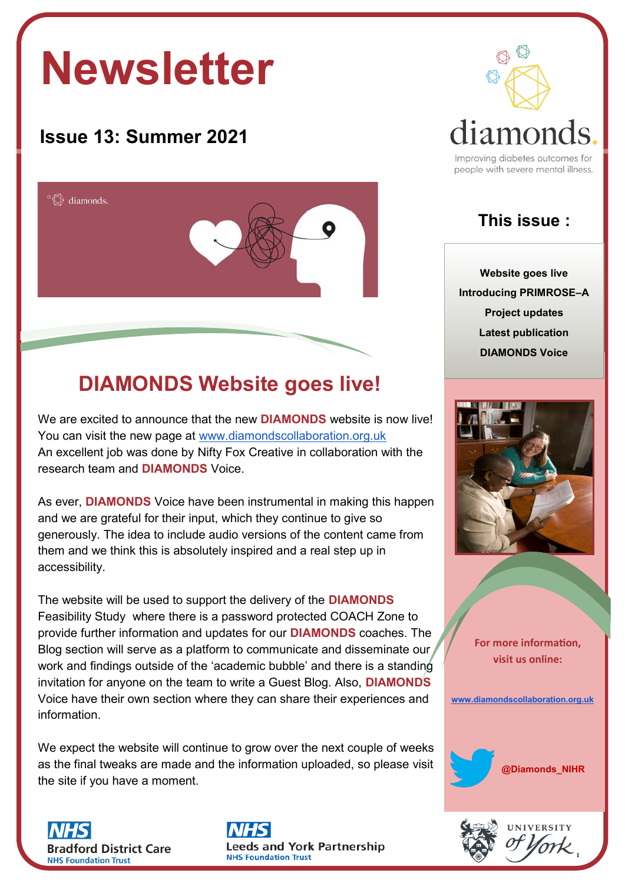# Newsletter

## Issue 13: Summer 2021

diamonds.

Improving diabetes outcomes for people with severe mental illness.

### This issue :

**Website goes live**
**Introducing PRIMROSE–A**
**Project updates**
**Latest publication**
**DIAMONDS Voice**

## DIAMONDS Website goes live!

We are excited to announce that the new **DIAMONDS** website is now live! You can visit the new page at www.diamondscollaboration.org.uk
An excellent job was done by Nifty Fox Creative in collaboration with the research team and **DIAMONDS** Voice.

As ever, **DIAMONDS** Voice have been instrumental in making this happen and we are grateful for their input, which they continue to give so generously. The idea to include audio versions of the content came from them and we think this is absolutely inspired and a real step up in accessibility.

The website will be used to support the delivery of the **DIAMONDS** Feasibility Study where there is a password protected COACH Zone to provide further information and updates for our **DIAMONDS** coaches. The Blog section will serve as a platform to communicate and disseminate our work and findings outside of the 'academic bubble' and there is a standing invitation for anyone on the team to write a Guest Blog. Also, **DIAMONDS** Voice have their own section where they can share their experiences and information.

We expect the website will continue to grow over the next couple of weeks as the final tweaks are made and the information uploaded, so please visit the site if you have a moment.

**For more information, visit us online:**

**www.diamondscollaboration.org.uk**

**@Diamonds_NIHR**

NHS Bradford District Care NHS Foundation Trust

NHS Leeds and York Partnership NHS Foundation Trust

University of York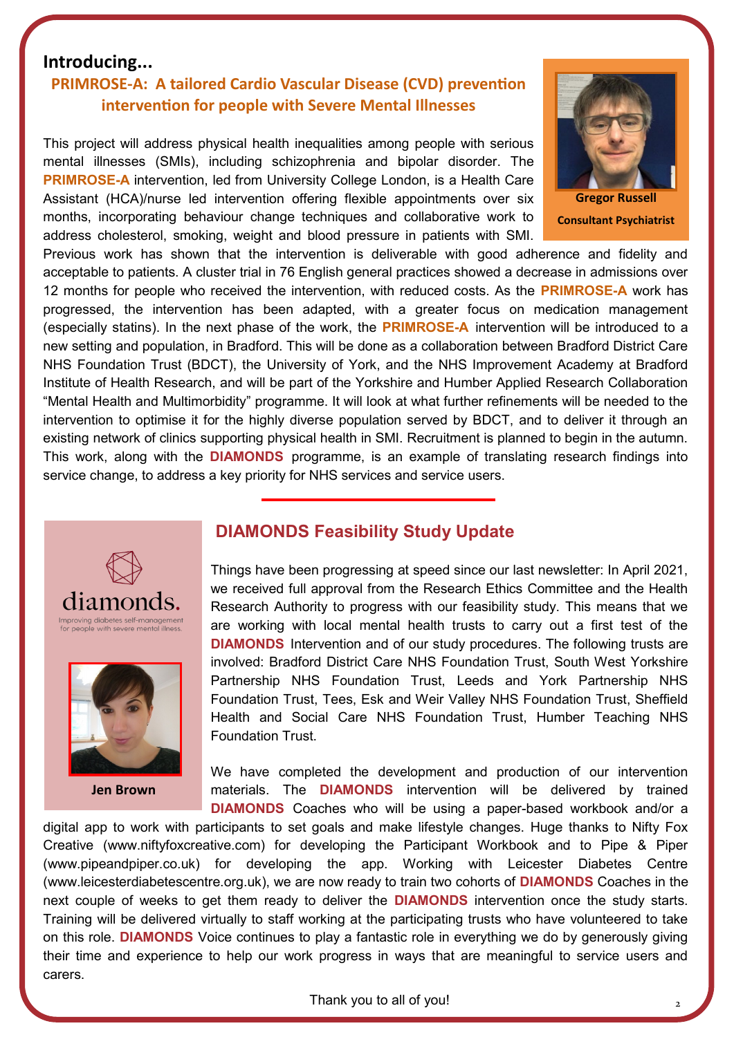## Introducing...

### PRIMROSE-A: A tailored Cardio Vascular Disease (CVD) prevention intervention for people with Severe Mental Illnesses

**Gregor Russell**
**Consultant Psychiatrist**

This project will address physical health inequalities among people with serious mental illnesses (SMIs), including schizophrenia and bipolar disorder. The **PRIMROSE-A** intervention, led from University College London, is a Health Care Assistant (HCA)/nurse led intervention offering flexible appointments over six months, incorporating behaviour change techniques and collaborative work to address cholesterol, smoking, weight and blood pressure in patients with SMI. Previous work has shown that the intervention is deliverable with good adherence and fidelity and acceptable to patients. A cluster trial in 76 English general practices showed a decrease in admissions over 12 months for people who received the intervention, with reduced costs. As the **PRIMROSE-A** work has progressed, the intervention has been adapted, with a greater focus on medication management (especially statins). In the next phase of the work, the **PRIMROSE-A** intervention will be introduced to a new setting and population, in Bradford. This will be done as a collaboration between Bradford District Care NHS Foundation Trust (BDCT), the University of York, and the NHS Improvement Academy at Bradford Institute of Health Research, and will be part of the Yorkshire and Humber Applied Research Collaboration "Mental Health and Multimorbidity" programme. It will look at what further refinements will be needed to the intervention to optimise it for the highly diverse population served by BDCT, and to deliver it through an existing network of clinics supporting physical health in SMI. Recruitment is planned to begin in the autumn. This work, along with the **DIAMONDS** programme, is an example of translating research findings into service change, to address a key priority for NHS services and service users.

---

## DIAMONDS Feasibility Study Update

diamonds.
Improving diabetes self-management for people with severe mental illness.

**Jen Brown**

Things have been progressing at speed since our last newsletter: In April 2021, we received full approval from the Research Ethics Committee and the Health Research Authority to progress with our feasibility study. This means that we are working with local mental health trusts to carry out a first test of the **DIAMONDS** Intervention and of our study procedures. The following trusts are involved: Bradford District Care NHS Foundation Trust, South West Yorkshire Partnership NHS Foundation Trust, Leeds and York Partnership NHS Foundation Trust, Tees, Esk and Weir Valley NHS Foundation Trust, Sheffield Health and Social Care NHS Foundation Trust, Humber Teaching NHS Foundation Trust.

We have completed the development and production of our intervention materials. The **DIAMONDS** intervention will be delivered by trained **DIAMONDS** Coaches who will be using a paper-based workbook and/or a digital app to work with participants to set goals and make lifestyle changes. Huge thanks to Nifty Fox Creative (www.niftyfoxcreative.com) for developing the Participant Workbook and to Pipe & Piper (www.pipeandpiper.co.uk) for developing the app. Working with Leicester Diabetes Centre (www.leicesterdiabetescentre.org.uk), we are now ready to train two cohorts of **DIAMONDS** Coaches in the next couple of weeks to get them ready to deliver the **DIAMONDS** intervention once the study starts. Training will be delivered virtually to staff working at the participating trusts who have volunteered to take on this role. **DIAMONDS** Voice continues to play a fantastic role in everything we do by generously giving their time and experience to help our work progress in ways that are meaningful to service users and carers.

Thank you to all of you!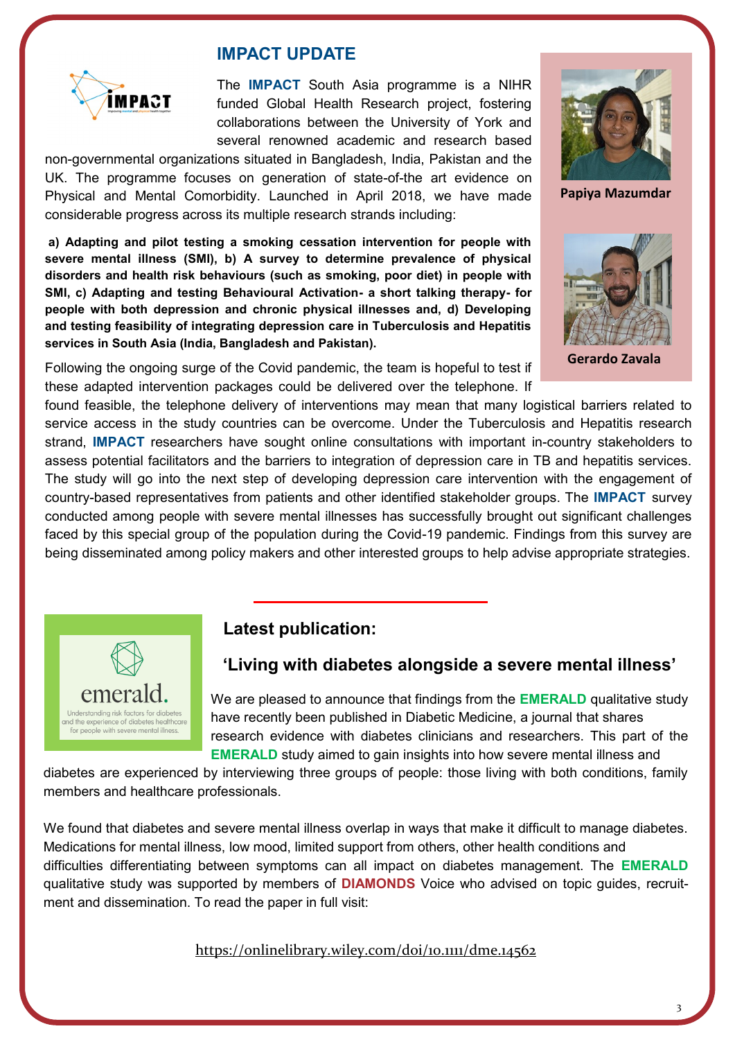## IMPACT UPDATE

The **IMPACT** South Asia programme is a NIHR funded Global Health Research project, fostering collaborations between the University of York and several renowned academic and research based non-governmental organizations situated in Bangladesh, India, Pakistan and the UK. The programme focuses on generation of state-of-the art evidence on Physical and Mental Comorbidity. Launched in April 2018, we have made considerable progress across its multiple research strands including:

**a) Adapting and pilot testing a smoking cessation intervention for people with severe mental illness (SMI), b) A survey to determine prevalence of physical disorders and health risk behaviours (such as smoking, poor diet) in people with SMI, c) Adapting and testing Behavioural Activation- a short talking therapy- for people with both depression and chronic physical illnesses and, d) Developing and testing feasibility of integrating depression care in Tuberculosis and Hepatitis services in South Asia (India, Bangladesh and Pakistan).**

Following the ongoing surge of the Covid pandemic, the team is hopeful to test if these adapted intervention packages could be delivered over the telephone. If found feasible, the telephone delivery of interventions may mean that many logistical barriers related to service access in the study countries can be overcome. Under the Tuberculosis and Hepatitis research strand, **IMPACT** researchers have sought online consultations with important in-country stakeholders to assess potential facilitators and the barriers to integration of depression care in TB and hepatitis services. The study will go into the next step of developing depression care intervention with the engagement of country-based representatives from patients and other identified stakeholder groups. The **IMPACT** survey conducted among people with severe mental illnesses has successfully brought out significant challenges faced by this special group of the population during the Covid-19 pandemic. Findings from this survey are being disseminated among policy makers and other interested groups to help advise appropriate strategies.

**Papiya Mazumdar**

**Gerardo Zavala**

## Latest publication:

## 'Living with diabetes alongside a severe mental illness'

We are pleased to announce that findings from the **EMERALD** qualitative study have recently been published in Diabetic Medicine, a journal that shares research evidence with diabetes clinicians and researchers. This part of the **EMERALD** study aimed to gain insights into how severe mental illness and diabetes are experienced by interviewing three groups of people: those living with both conditions, family members and healthcare professionals.

We found that diabetes and severe mental illness overlap in ways that make it difficult to manage diabetes. Medications for mental illness, low mood, limited support from others, other health conditions and difficulties differentiating between symptoms can all impact on diabetes management. The **EMERALD** qualitative study was supported by members of **DIAMONDS** Voice who advised on topic guides, recruitment and dissemination. To read the paper in full visit:

https://onlinelibrary.wiley.com/doi/10.1111/dme.14562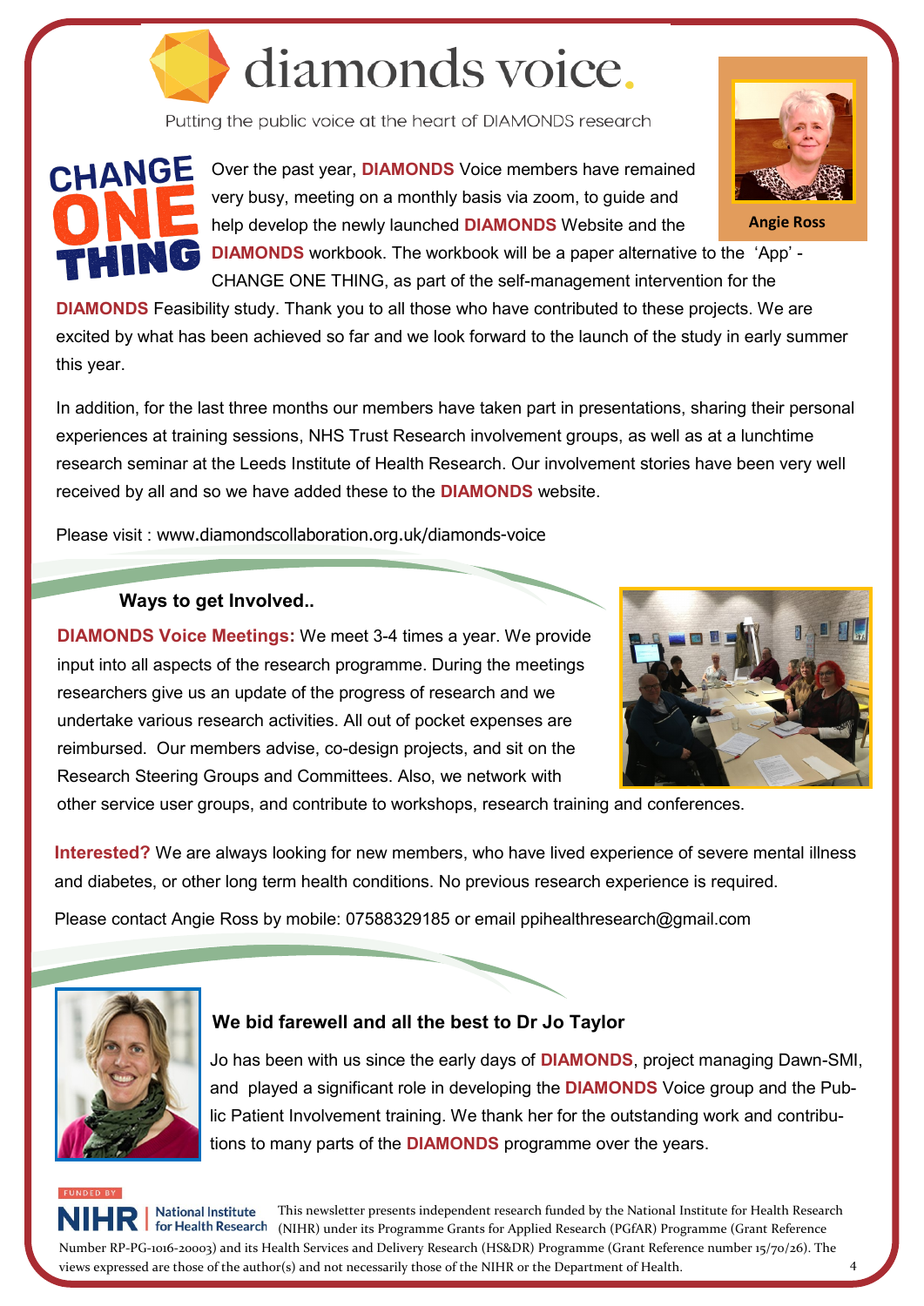# diamonds voice.

Putting the public voice at the heart of DIAMONDS research

CHANGE ONE THING

Angie Ross

Over the past year, **DIAMONDS** Voice members have remained very busy, meeting on a monthly basis via zoom, to guide and help develop the newly launched **DIAMONDS** Website and the **DIAMONDS** workbook. The workbook will be a paper alternative to the 'App' - CHANGE ONE THING, as part of the self-management intervention for the **DIAMONDS** Feasibility study. Thank you to all those who have contributed to these projects. We are excited by what has been achieved so far and we look forward to the launch of the study in early summer this year.

In addition, for the last three months our members have taken part in presentations, sharing their personal experiences at training sessions, NHS Trust Research involvement groups, as well as at a lunchtime research seminar at the Leeds Institute of Health Research. Our involvement stories have been very well received by all and so we have added these to the **DIAMONDS** website.

Please visit : www.diamondscollaboration.org.uk/diamonds-voice

### Ways to get Involved..

**DIAMONDS Voice Meetings:** We meet 3-4 times a year. We provide input into all aspects of the research programme. During the meetings researchers give us an update of the progress of research and we undertake various research activities. All out of pocket expenses are reimbursed. Our members advise, co-design projects, and sit on the Research Steering Groups and Committees. Also, we network with other service user groups, and contribute to workshops, research training and conferences.

**Interested?** We are always looking for new members, who have lived experience of severe mental illness and diabetes, or other long term health conditions. No previous research experience is required.

Please contact Angie Ross by mobile: 07588329185 or email ppihealthresearch@gmail.com

### We bid farewell and all the best to Dr Jo Taylor

Jo has been with us since the early days of **DIAMONDS**, project managing Dawn-SMI, and played a significant role in developing the **DIAMONDS** Voice group and the Public Patient Involvement training. We thank her for the outstanding work and contributions to many parts of the **DIAMONDS** programme over the years.

FUNDED BY NIHR | National Institute for Health Research

This newsletter presents independent research funded by the National Institute for Health Research (NIHR) under its Programme Grants for Applied Research (PGfAR) Programme (Grant Reference Number RP-PG-1016-20003) and its Health Services and Delivery Research (HS&DR) Programme (Grant Reference number 15/70/26). The views expressed are those of the author(s) and not necessarily those of the NIHR or the Department of Health.